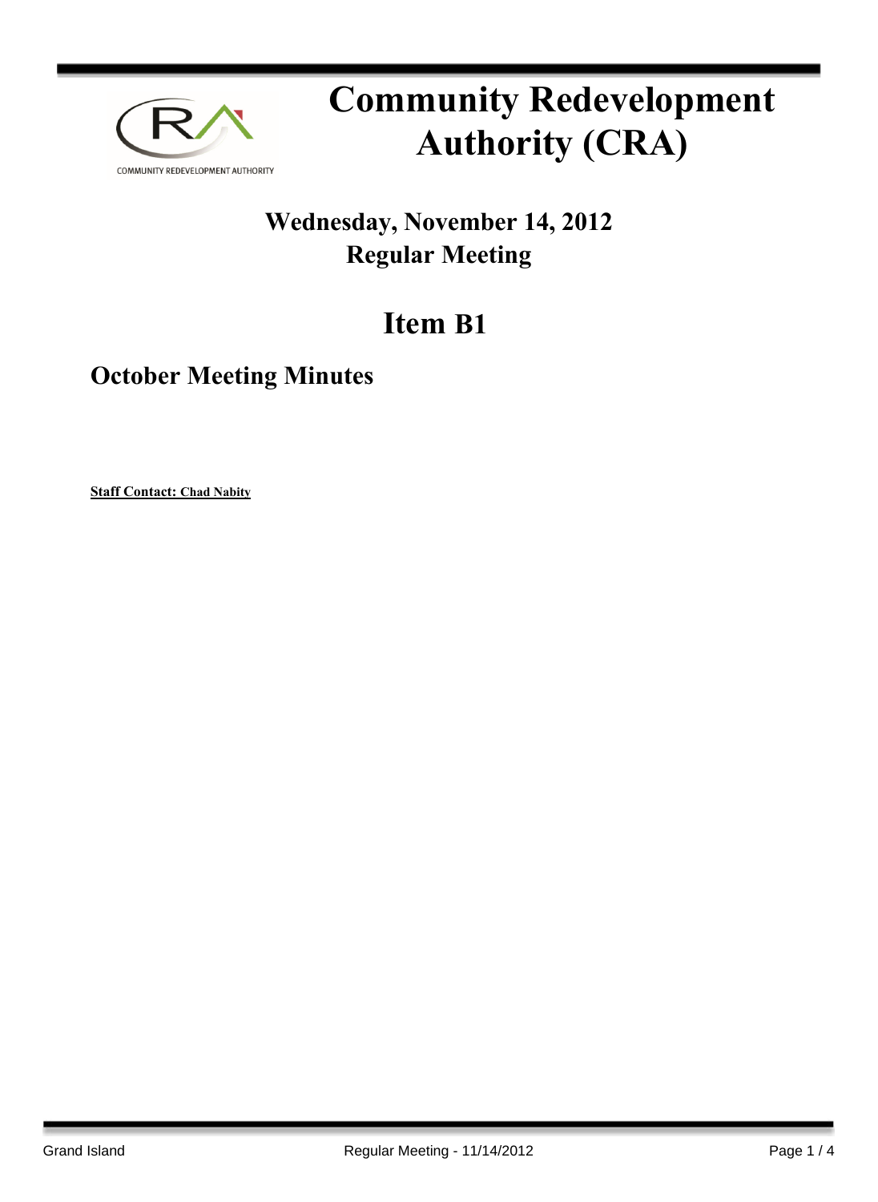# Community Redevelopment Authority (CRA)

## Wednesday, November 14, 2012
## Regular Meeting

# Item B1

## October Meeting Minutes

**Staff Contact: Chad Nabity**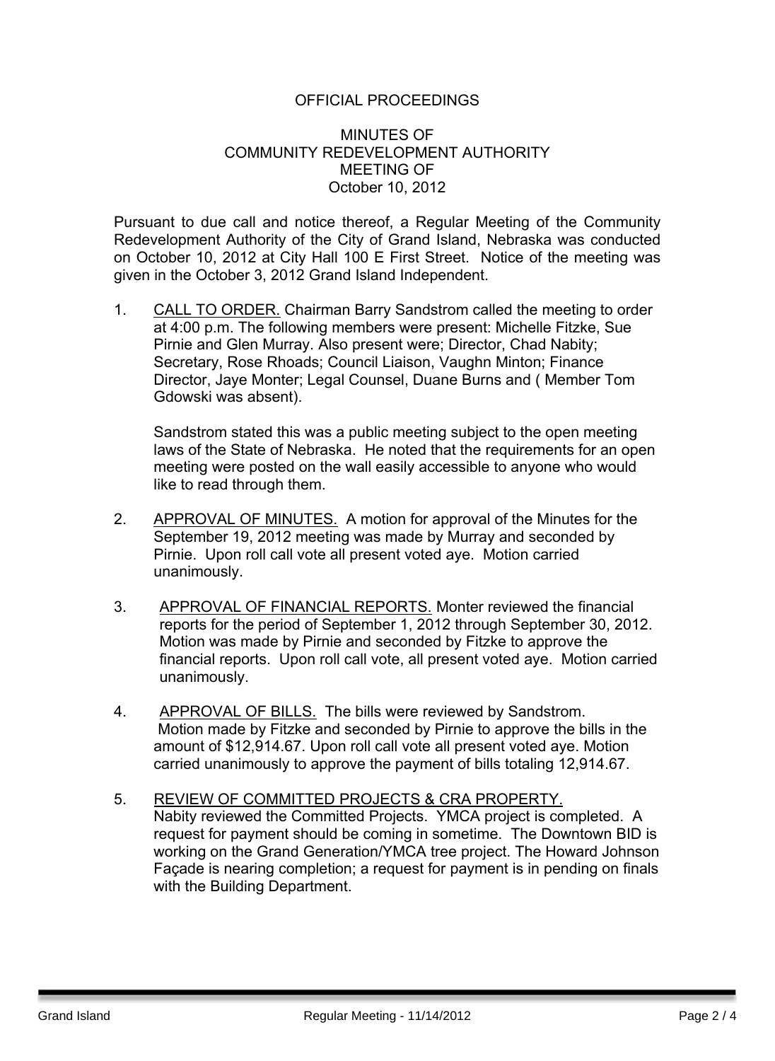OFFICIAL PROCEEDINGS

MINUTES OF
COMMUNITY REDEVELOPMENT AUTHORITY
MEETING OF
October 10, 2012

Pursuant to due call and notice thereof, a Regular Meeting of the Community Redevelopment Authority of the City of Grand Island, Nebraska was conducted on October 10, 2012 at City Hall 100 E First Street. Notice of the meeting was given in the October 3, 2012 Grand Island Independent.

1. CALL TO ORDER. Chairman Barry Sandstrom called the meeting to order at 4:00 p.m. The following members were present: Michelle Fitzke, Sue Pirnie and Glen Murray. Also present were; Director, Chad Nabity; Secretary, Rose Rhoads; Council Liaison, Vaughn Minton; Finance Director, Jaye Monter; Legal Counsel, Duane Burns and ( Member Tom Gdowski was absent).

   Sandstrom stated this was a public meeting subject to the open meeting laws of the State of Nebraska. He noted that the requirements for an open meeting were posted on the wall easily accessible to anyone who would like to read through them.

2. APPROVAL OF MINUTES. A motion for approval of the Minutes for the September 19, 2012 meeting was made by Murray and seconded by Pirnie. Upon roll call vote all present voted aye. Motion carried unanimously.

3. APPROVAL OF FINANCIAL REPORTS. Monter reviewed the financial reports for the period of September 1, 2012 through September 30, 2012. Motion was made by Pirnie and seconded by Fitzke to approve the financial reports. Upon roll call vote, all present voted aye. Motion carried unanimously.

4. APPROVAL OF BILLS. The bills were reviewed by Sandstrom. Motion made by Fitzke and seconded by Pirnie to approve the bills in the amount of $12,914.67. Upon roll call vote all present voted aye. Motion carried unanimously to approve the payment of bills totaling 12,914.67.

5. REVIEW OF COMMITTED PROJECTS & CRA PROPERTY. Nabity reviewed the Committed Projects. YMCA project is completed. A request for payment should be coming in sometime. The Downtown BID is working on the Grand Generation/YMCA tree project. The Howard Johnson Façade is nearing completion; a request for payment is in pending on finals with the Building Department.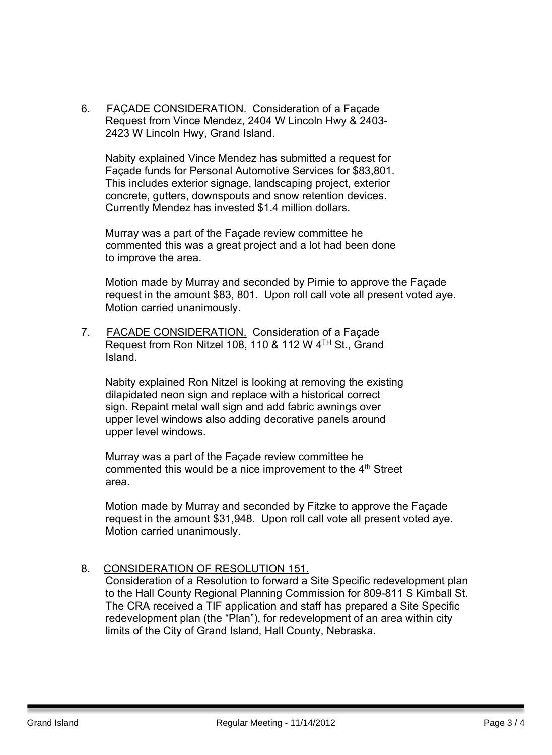6. FAÇADE CONSIDERATION. Consideration of a Façade Request from Vince Mendez, 2404 W Lincoln Hwy & 2403-2423 W Lincoln Hwy, Grand Island.

   Nabity explained Vince Mendez has submitted a request for Façade funds for Personal Automotive Services for $83,801. This includes exterior signage, landscaping project, exterior concrete, gutters, downspouts and snow retention devices. Currently Mendez has invested $1.4 million dollars.

   Murray was a part of the Façade review committee he commented this was a great project and a lot had been done to improve the area.

   Motion made by Murray and seconded by Pirnie to approve the Façade request in the amount $83, 801. Upon roll call vote all present voted aye. Motion carried unanimously.

7. FACADE CONSIDERATION. Consideration of a Façade Request from Ron Nitzel 108, 110 & 112 W 4TH St., Grand Island.

   Nabity explained Ron Nitzel is looking at removing the existing dilapidated neon sign and replace with a historical correct sign. Repaint metal wall sign and add fabric awnings over upper level windows also adding decorative panels around upper level windows.

   Murray was a part of the Façade review committee he commented this would be a nice improvement to the 4th Street area.

   Motion made by Murray and seconded by Fitzke to approve the Façade request in the amount $31,948. Upon roll call vote all present voted aye. Motion carried unanimously.

8. CONSIDERATION OF RESOLUTION 151.
   Consideration of a Resolution to forward a Site Specific redevelopment plan to the Hall County Regional Planning Commission for 809-811 S Kimball St. The CRA received a TIF application and staff has prepared a Site Specific redevelopment plan (the "Plan"), for redevelopment of an area within city limits of the City of Grand Island, Hall County, Nebraska.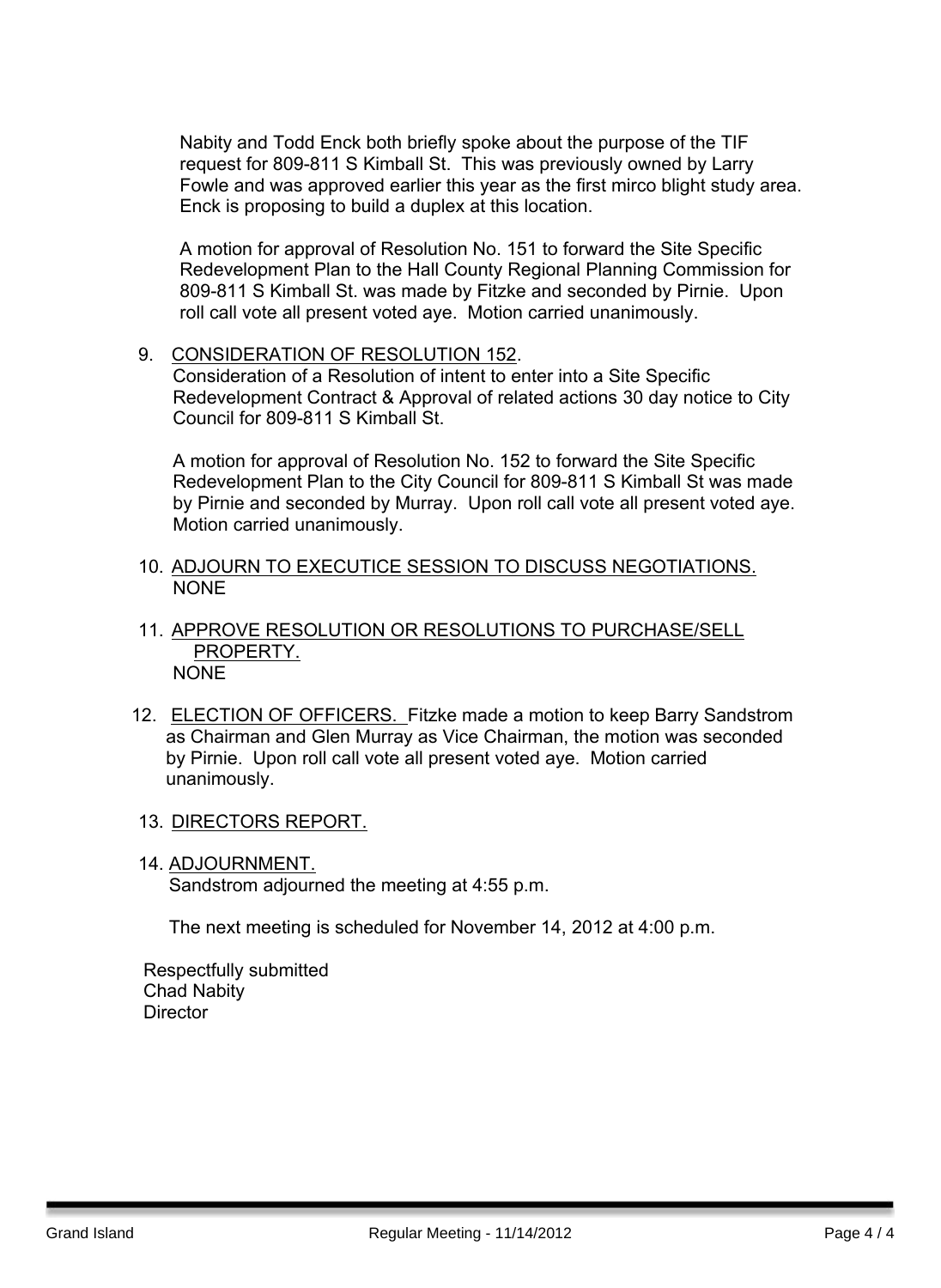Nabity and Todd Enck both briefly spoke about the purpose of the TIF request for 809-811 S Kimball St. This was previously owned by Larry Fowle and was approved earlier this year as the first mirco blight study area. Enck is proposing to build a duplex at this location.

A motion for approval of Resolution No. 151 to forward the Site Specific Redevelopment Plan to the Hall County Regional Planning Commission for 809-811 S Kimball St. was made by Fitzke and seconded by Pirnie. Upon roll call vote all present voted aye. Motion carried unanimously.

9. CONSIDERATION OF RESOLUTION 152.
   Consideration of a Resolution of intent to enter into a Site Specific Redevelopment Contract & Approval of related actions 30 day notice to City Council for 809-811 S Kimball St.

   A motion for approval of Resolution No. 152 to forward the Site Specific Redevelopment Plan to the City Council for 809-811 S Kimball St was made by Pirnie and seconded by Murray. Upon roll call vote all present voted aye. Motion carried unanimously.

10. ADJOURN TO EXECUTICE SESSION TO DISCUSS NEGOTIATIONS.
    NONE

11. APPROVE RESOLUTION OR RESOLUTIONS TO PURCHASE/SELL PROPERTY.
    NONE

12. ELECTION OF OFFICERS. Fitzke made a motion to keep Barry Sandstrom as Chairman and Glen Murray as Vice Chairman, the motion was seconded by Pirnie. Upon roll call vote all present voted aye. Motion carried unanimously.

13. DIRECTORS REPORT.

14. ADJOURNMENT.
    Sandstrom adjourned the meeting at 4:55 p.m.

    The next meeting is scheduled for November 14, 2012 at 4:00 p.m.

Respectfully submitted
Chad Nabity
Director